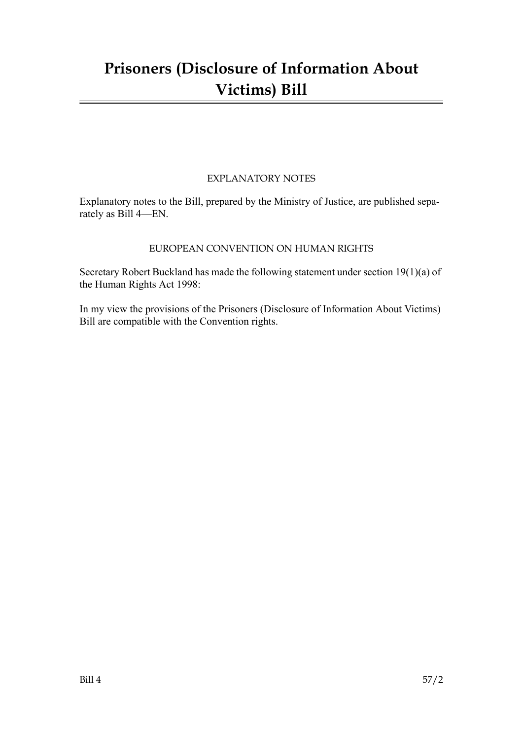# Prisoners (Disclosure of Information About Victims) Bill

EXPLANATORY NOTES

Explanatory notes to the Bill, prepared by the Ministry of Justice, are published separately as Bill 4—EN.

EUROPEAN CONVENTION ON HUMAN RIGHTS

Secretary Robert Buckland has made the following statement under section 19(1)(a) of the Human Rights Act 1998:

In my view the provisions of the Prisoners (Disclosure of Information About Victims) Bill are compatible with the Convention rights.

Bill 4 57/2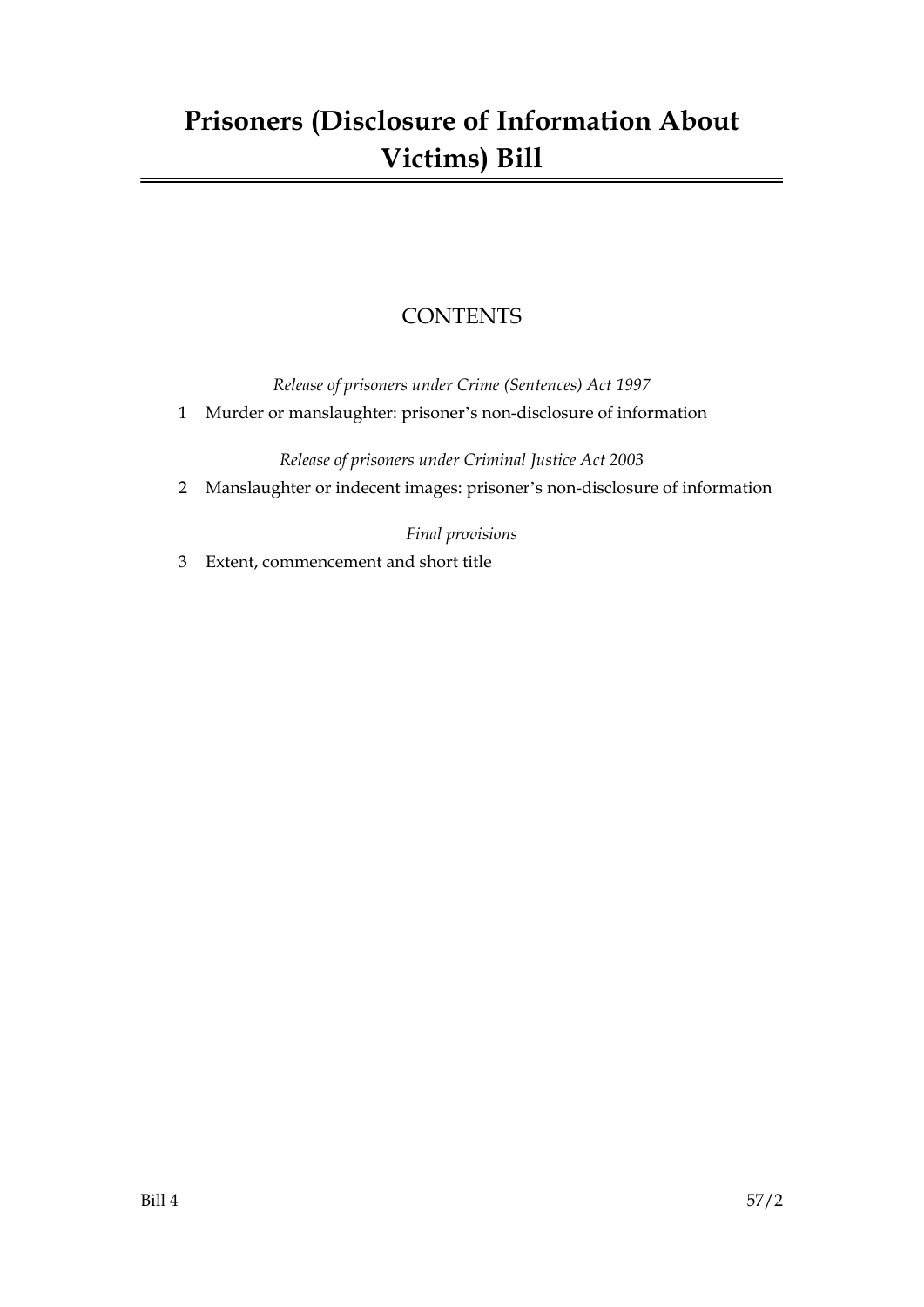# Prisoners (Disclosure of Information About Victims) Bill

## CONTENTS

*Release of prisoners under Crime (Sentences) Act 1997*

1 Murder or manslaughter: prisoner's non-disclosure of information

*Release of prisoners under Criminal Justice Act 2003*

2 Manslaughter or indecent images: prisoner's non-disclosure of information

*Final provisions*

3 Extent, commencement and short title

Bill 4 57/2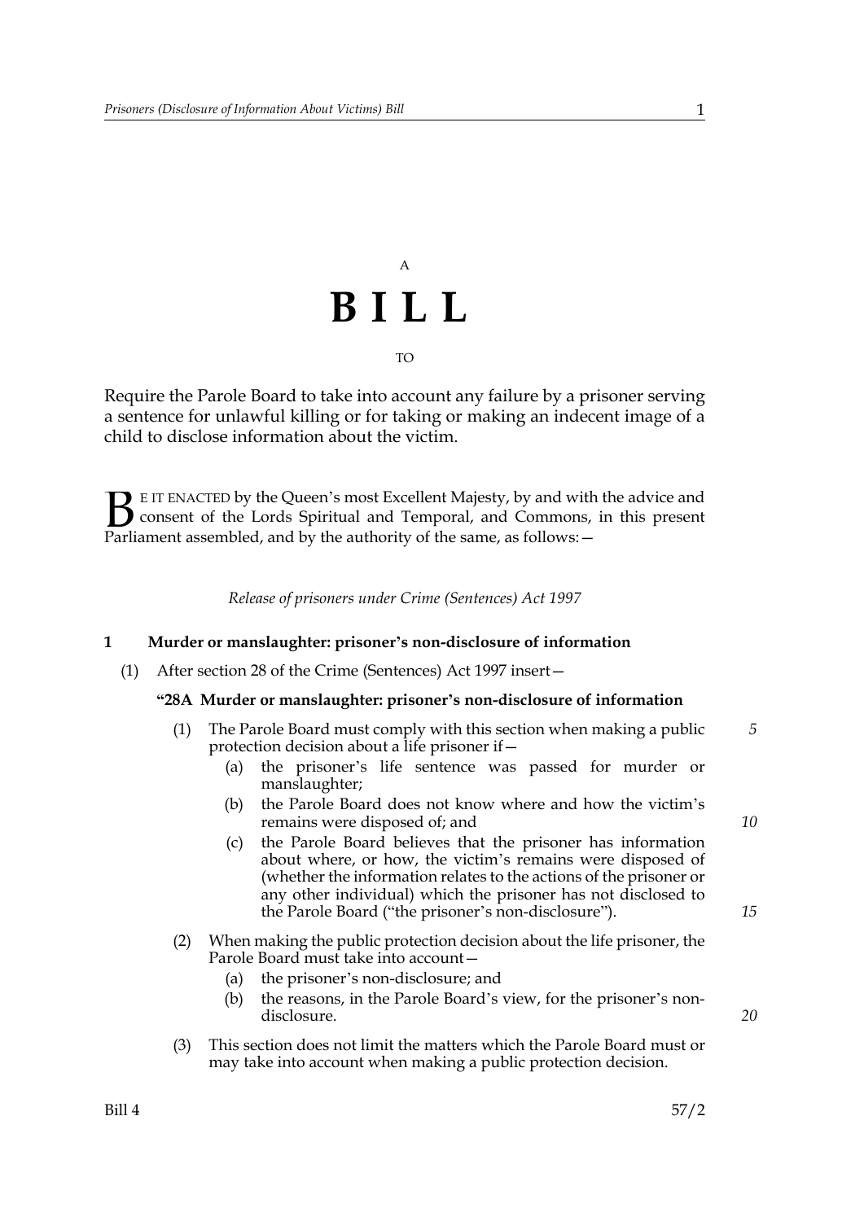A

# B I L L

TO

Require the Parole Board to take into account any failure by a prisoner serving a sentence for unlawful killing or for taking or making an indecent image of a child to disclose information about the victim.

BE IT ENACTED by the Queen's most Excellent Majesty, by and with the advice and consent of the Lords Spiritual and Temporal, and Commons, in this present Parliament assembled, and by the authority of the same, as follows:—

*Release of prisoners under Crime (Sentences) Act 1997*

## 1 Murder or manslaughter: prisoner's non-disclosure of information

(1) After section 28 of the Crime (Sentences) Act 1997 insert—

**"28A Murder or manslaughter: prisoner's non-disclosure of information**

(1) The Parole Board must comply with this section when making a public protection decision about a life prisoner if—

(a) the prisoner's life sentence was passed for murder or manslaughter;

(b) the Parole Board does not know where and how the victim's remains were disposed of; and

(c) the Parole Board believes that the prisoner has information about where, or how, the victim's remains were disposed of (whether the information relates to the actions of the prisoner or any other individual) which the prisoner has not disclosed to the Parole Board ("the prisoner's non-disclosure").

(2) When making the public protection decision about the life prisoner, the Parole Board must take into account—

(a) the prisoner's non-disclosure; and

(b) the reasons, in the Parole Board's view, for the prisoner's non-disclosure.

(3) This section does not limit the matters which the Parole Board must or may take into account when making a public protection decision.

Bill 4 57/2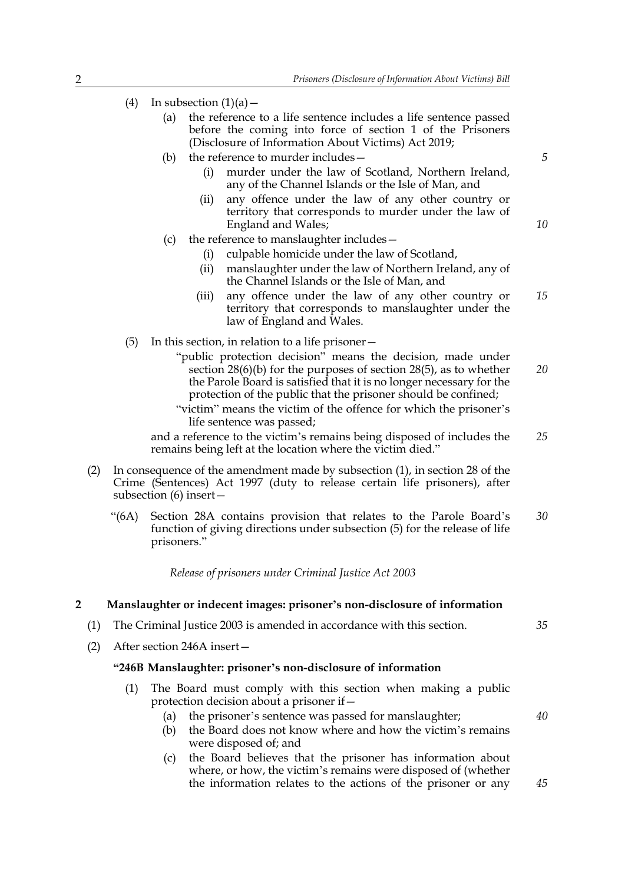(4) In subsection (1)(a)—

(a) the reference to a life sentence includes a life sentence passed before the coming into force of section 1 of the Prisoners (Disclosure of Information About Victims) Act 2019;

(b) the reference to murder includes—

(i) murder under the law of Scotland, Northern Ireland, any of the Channel Islands or the Isle of Man, and

(ii) any offence under the law of any other country or territory that corresponds to murder under the law of England and Wales;

(c) the reference to manslaughter includes—

(i) culpable homicide under the law of Scotland,

(ii) manslaughter under the law of Northern Ireland, any of the Channel Islands or the Isle of Man, and

(iii) any offence under the law of any other country or territory that corresponds to manslaughter under the law of England and Wales.

(5) In this section, in relation to a life prisoner—

"public protection decision" means the decision, made under section 28(6)(b) for the purposes of section 28(5), as to whether the Parole Board is satisfied that it is no longer necessary for the protection of the public that the prisoner should be confined;

"victim" means the victim of the offence for which the prisoner's life sentence was passed;

and a reference to the victim's remains being disposed of includes the remains being left at the location where the victim died."

(2) In consequence of the amendment made by subsection (1), in section 28 of the Crime (Sentences) Act 1997 (duty to release certain life prisoners), after subsection (6) insert—

"(6A) Section 28A contains provision that relates to the Parole Board's function of giving directions under subsection (5) for the release of life prisoners."

*Release of prisoners under Criminal Justice Act 2003*

### 2 Manslaughter or indecent images: prisoner's non-disclosure of information

(1) The Criminal Justice 2003 is amended in accordance with this section.

(2) After section 246A insert—

**"246B Manslaughter: prisoner's non-disclosure of information**

(1) The Board must comply with this section when making a public protection decision about a prisoner if—

(a) the prisoner's sentence was passed for manslaughter;

(b) the Board does not know where and how the victim's remains were disposed of; and

(c) the Board believes that the prisoner has information about where, or how, the victim's remains were disposed of (whether the information relates to the actions of the prisoner or any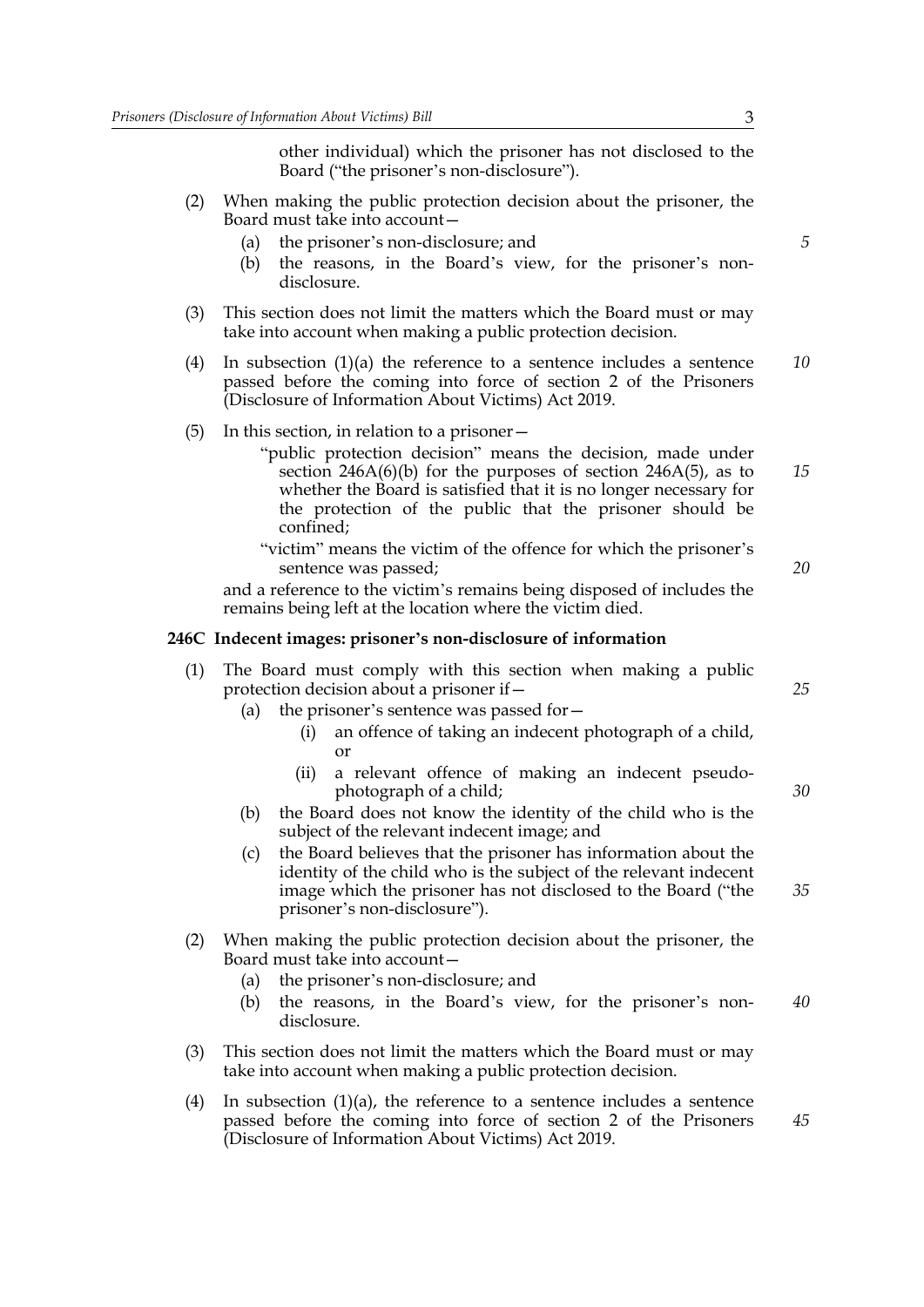other individual) which the prisoner has not disclosed to the Board ("the prisoner's non-disclosure").

(2) When making the public protection decision about the prisoner, the Board must take into account—

(a) the prisoner's non-disclosure; and

(b) the reasons, in the Board's view, for the prisoner's non-disclosure.

(3) This section does not limit the matters which the Board must or may take into account when making a public protection decision.

(4) In subsection (1)(a) the reference to a sentence includes a sentence passed before the coming into force of section 2 of the Prisoners (Disclosure of Information About Victims) Act 2019.

(5) In this section, in relation to a prisoner—

"public protection decision" means the decision, made under section 246A(6)(b) for the purposes of section 246A(5), as to whether the Board is satisfied that it is no longer necessary for the protection of the public that the prisoner should be confined;

"victim" means the victim of the offence for which the prisoner's sentence was passed;

and a reference to the victim's remains being disposed of includes the remains being left at the location where the victim died.

**246C Indecent images: prisoner's non-disclosure of information**

(1) The Board must comply with this section when making a public protection decision about a prisoner if—

(a) the prisoner's sentence was passed for—

(i) an offence of taking an indecent photograph of a child, or

(ii) a relevant offence of making an indecent pseudo-photograph of a child;

(b) the Board does not know the identity of the child who is the subject of the relevant indecent image; and

(c) the Board believes that the prisoner has information about the identity of the child who is the subject of the relevant indecent image which the prisoner has not disclosed to the Board ("the prisoner's non-disclosure").

(2) When making the public protection decision about the prisoner, the Board must take into account—

(a) the prisoner's non-disclosure; and

(b) the reasons, in the Board's view, for the prisoner's non-disclosure.

(3) This section does not limit the matters which the Board must or may take into account when making a public protection decision.

(4) In subsection (1)(a), the reference to a sentence includes a sentence passed before the coming into force of section 2 of the Prisoners (Disclosure of Information About Victims) Act 2019.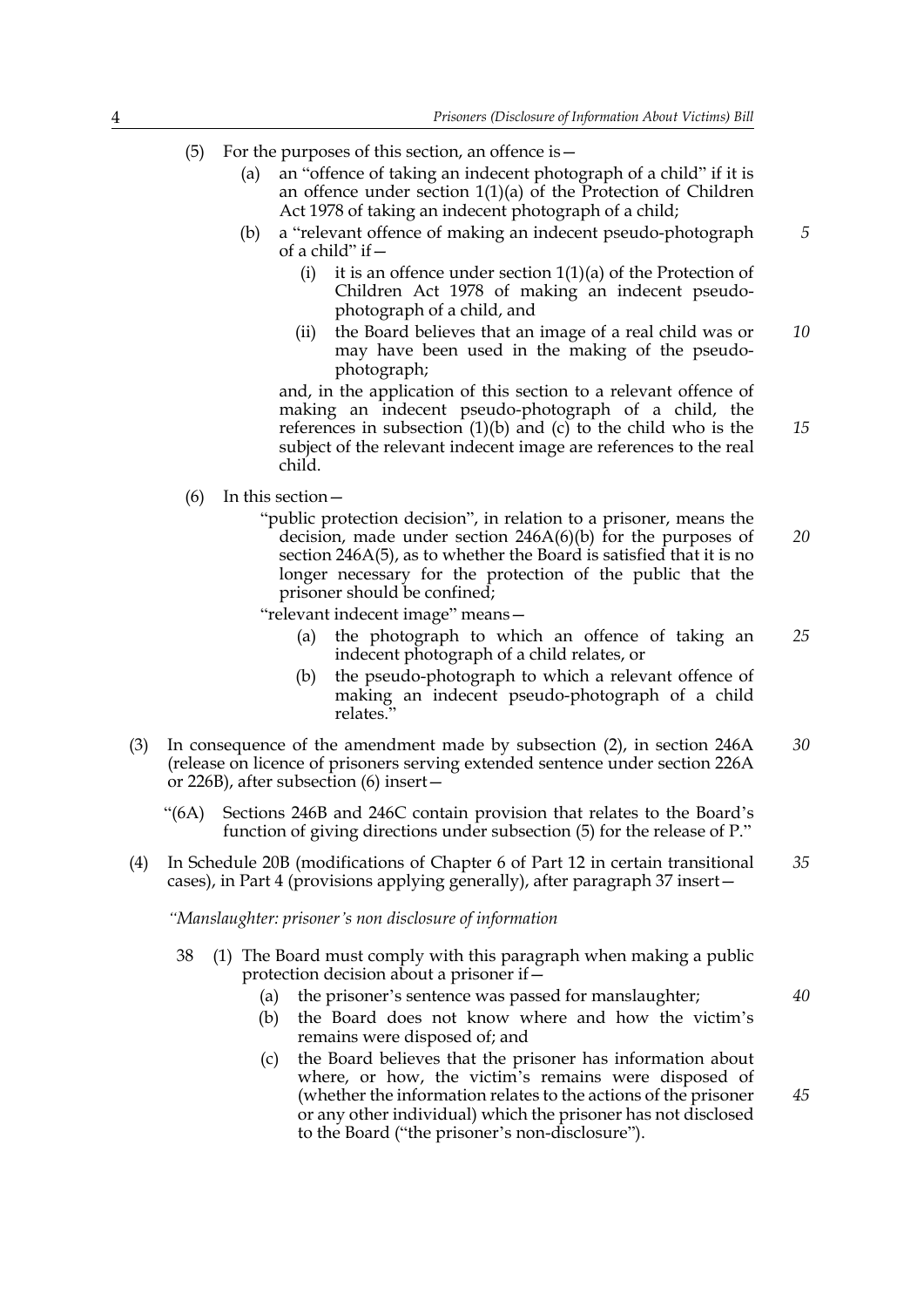(5) For the purposes of this section, an offence is—

(a) an "offence of taking an indecent photograph of a child" if it is an offence under section 1(1)(a) of the Protection of Children Act 1978 of taking an indecent photograph of a child;

(b) a "relevant offence of making an indecent pseudo-photograph of a child" if—

(i) it is an offence under section 1(1)(a) of the Protection of Children Act 1978 of making an indecent pseudo-photograph of a child, and

(ii) the Board believes that an image of a real child was or may have been used in the making of the pseudo-photograph;

and, in the application of this section to a relevant offence of making an indecent pseudo-photograph of a child, the references in subsection (1)(b) and (c) to the child who is the subject of the relevant indecent image are references to the real child.

(6) In this section—

"public protection decision", in relation to a prisoner, means the decision, made under section 246A(6)(b) for the purposes of section 246A(5), as to whether the Board is satisfied that it is no longer necessary for the protection of the public that the prisoner should be confined;

"relevant indecent image" means—

(a) the photograph to which an offence of taking an indecent photograph of a child relates, or

(b) the pseudo-photograph to which a relevant offence of making an indecent pseudo-photograph of a child relates."

(3) In consequence of the amendment made by subsection (2), in section 246A (release on licence of prisoners serving extended sentence under section 226A or 226B), after subsection (6) insert—

"(6A) Sections 246B and 246C contain provision that relates to the Board's function of giving directions under subsection (5) for the release of P."

(4) In Schedule 20B (modifications of Chapter 6 of Part 12 in certain transitional cases), in Part 4 (provisions applying generally), after paragraph 37 insert—

*"Manslaughter: prisoner's non disclosure of information*

38 (1) The Board must comply with this paragraph when making a public protection decision about a prisoner if—

(a) the prisoner's sentence was passed for manslaughter;

(b) the Board does not know where and how the victim's remains were disposed of; and

(c) the Board believes that the prisoner has information about where, or how, the victim's remains were disposed of (whether the information relates to the actions of the prisoner or any other individual) which the prisoner has not disclosed to the Board ("the prisoner's non-disclosure").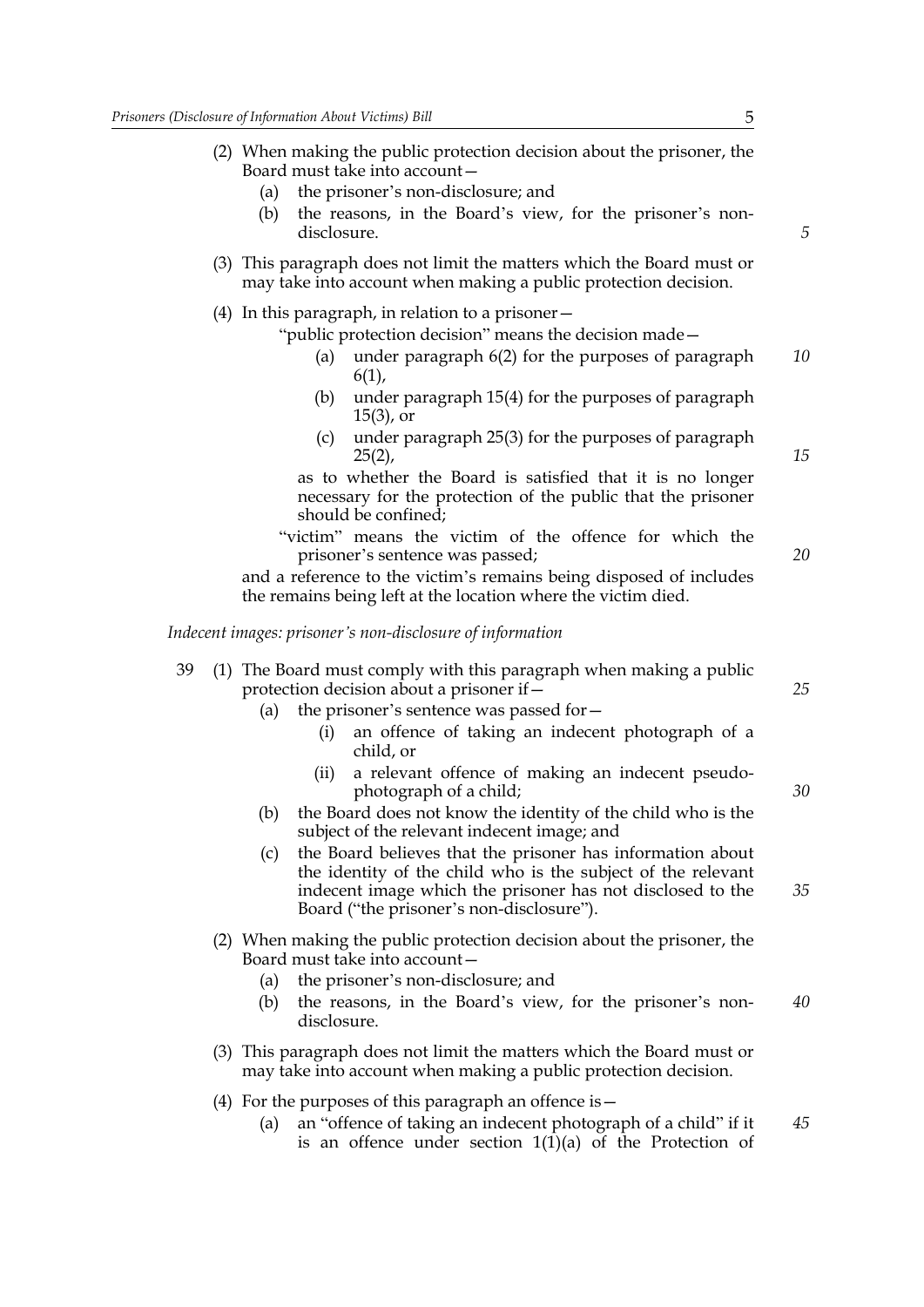(2) When making the public protection decision about the prisoner, the Board must take into account—

(a) the prisoner's non-disclosure; and

(b) the reasons, in the Board's view, for the prisoner's non-disclosure.

(3) This paragraph does not limit the matters which the Board must or may take into account when making a public protection decision.

(4) In this paragraph, in relation to a prisoner—

"public protection decision" means the decision made—

(a) under paragraph 6(2) for the purposes of paragraph 6(1),

(b) under paragraph 15(4) for the purposes of paragraph 15(3), or

(c) under paragraph 25(3) for the purposes of paragraph 25(2),

as to whether the Board is satisfied that it is no longer necessary for the protection of the public that the prisoner should be confined;

"victim" means the victim of the offence for which the prisoner's sentence was passed;

and a reference to the victim's remains being disposed of includes the remains being left at the location where the victim died.

*Indecent images: prisoner's non-disclosure of information*

39 (1) The Board must comply with this paragraph when making a public protection decision about a prisoner if—

(a) the prisoner's sentence was passed for—

(i) an offence of taking an indecent photograph of a child, or

(ii) a relevant offence of making an indecent pseudo-photograph of a child;

(b) the Board does not know the identity of the child who is the subject of the relevant indecent image; and

(c) the Board believes that the prisoner has information about the identity of the child who is the subject of the relevant indecent image which the prisoner has not disclosed to the Board ("the prisoner's non-disclosure").

(2) When making the public protection decision about the prisoner, the Board must take into account—

(a) the prisoner's non-disclosure; and

(b) the reasons, in the Board's view, for the prisoner's non-disclosure.

(3) This paragraph does not limit the matters which the Board must or may take into account when making a public protection decision.

(4) For the purposes of this paragraph an offence is—

(a) an "offence of taking an indecent photograph of a child" if it is an offence under section 1(1)(a) of the Protection of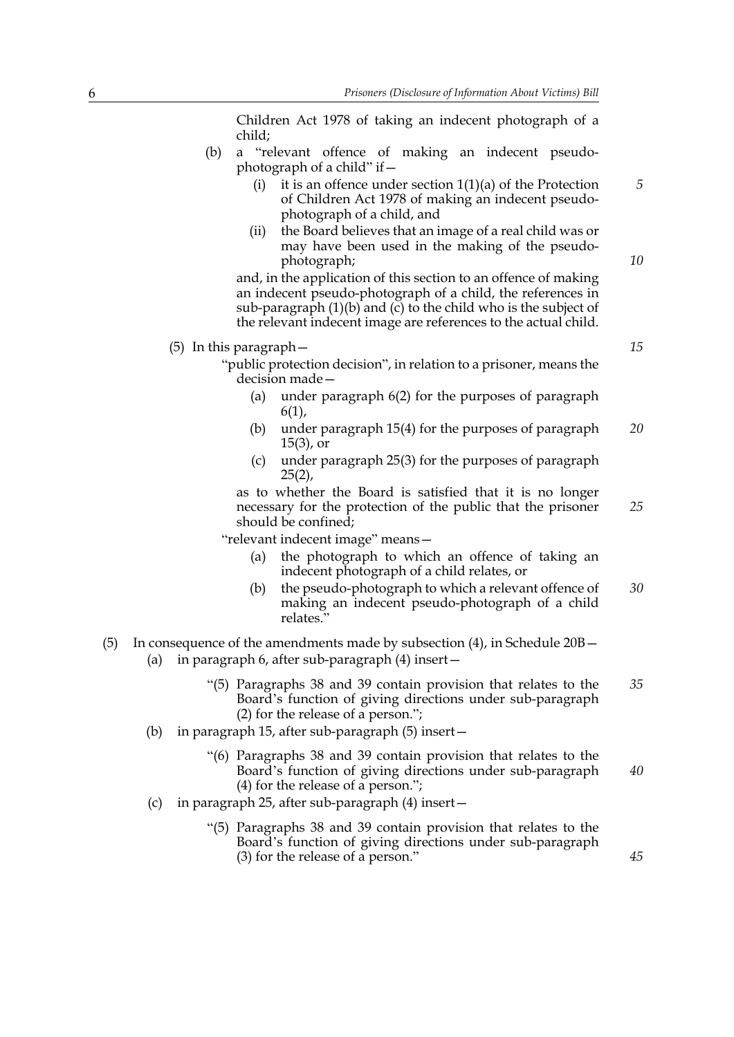Children Act 1978 of taking an indecent photograph of a child;

(b) a "relevant offence of making an indecent pseudo-photograph of a child" if—

(i) it is an offence under section 1(1)(a) of the Protection of Children Act 1978 of making an indecent pseudo-photograph of a child, and

(ii) the Board believes that an image of a real child was or may have been used in the making of the pseudo-photograph;

and, in the application of this section to an offence of making an indecent pseudo-photograph of a child, the references in sub-paragraph (1)(b) and (c) to the child who is the subject of the relevant indecent image are references to the actual child.

(5) In this paragraph—

"public protection decision", in relation to a prisoner, means the decision made—

(a) under paragraph 6(2) for the purposes of paragraph 6(1),

(b) under paragraph 15(4) for the purposes of paragraph 15(3), or

(c) under paragraph 25(3) for the purposes of paragraph 25(2),

as to whether the Board is satisfied that it is no longer necessary for the protection of the public that the prisoner should be confined;

"relevant indecent image" means—

(a) the photograph to which an offence of taking an indecent photograph of a child relates, or

(b) the pseudo-photograph to which a relevant offence of making an indecent pseudo-photograph of a child relates."

(5) In consequence of the amendments made by subsection (4), in Schedule 20B—

(a) in paragraph 6, after sub-paragraph (4) insert—

"(5) Paragraphs 38 and 39 contain provision that relates to the Board's function of giving directions under sub-paragraph (2) for the release of a person.";

(b) in paragraph 15, after sub-paragraph (5) insert—

"(6) Paragraphs 38 and 39 contain provision that relates to the Board's function of giving directions under sub-paragraph (4) for the release of a person.";

(c) in paragraph 25, after sub-paragraph (4) insert—

"(5) Paragraphs 38 and 39 contain provision that relates to the Board's function of giving directions under sub-paragraph (3) for the release of a person."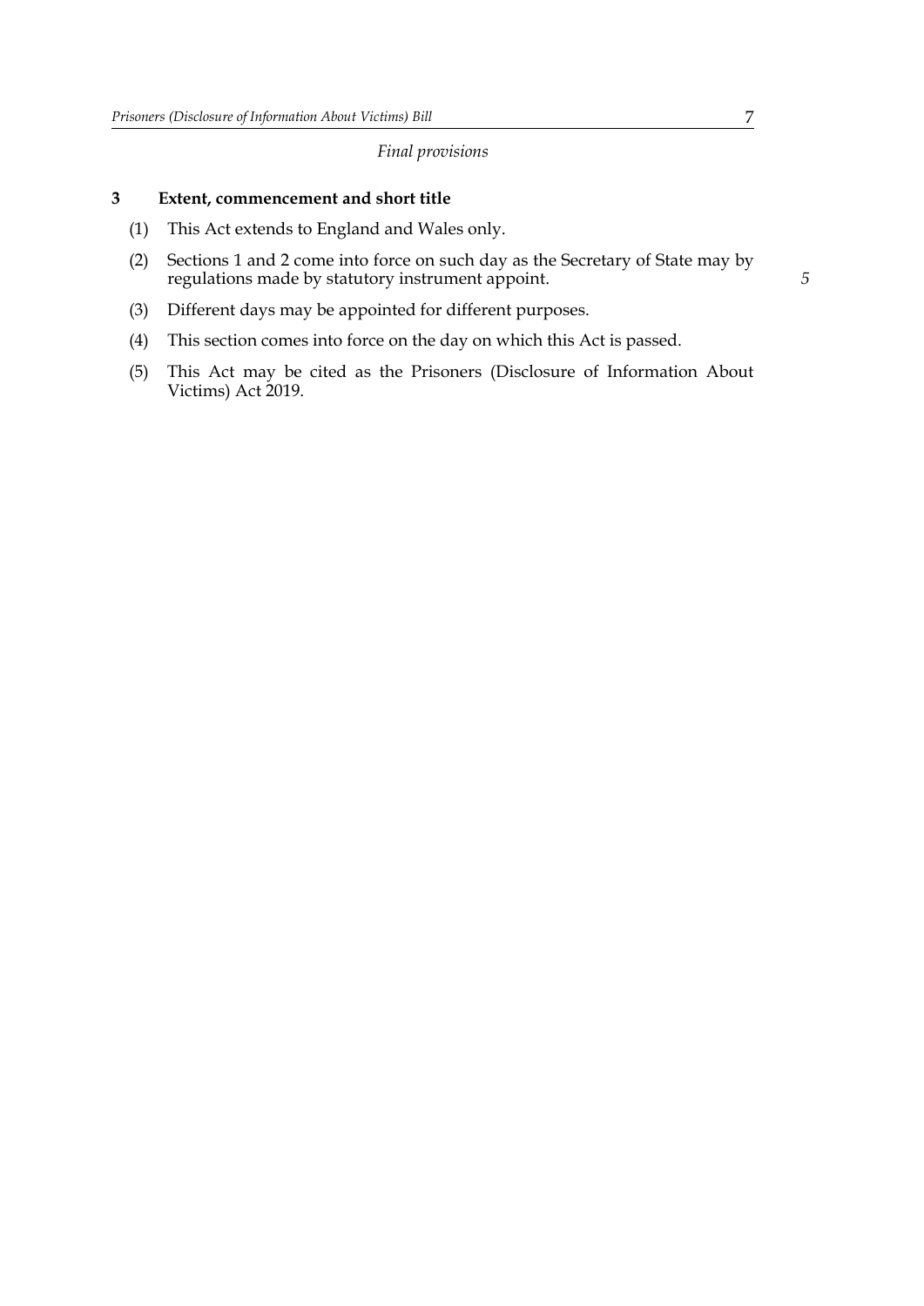*Final provisions*

## 3 Extent, commencement and short title

(1) This Act extends to England and Wales only.

(2) Sections 1 and 2 come into force on such day as the Secretary of State may by regulations made by statutory instrument appoint.

(3) Different days may be appointed for different purposes.

(4) This section comes into force on the day on which this Act is passed.

(5) This Act may be cited as the Prisoners (Disclosure of Information About Victims) Act 2019.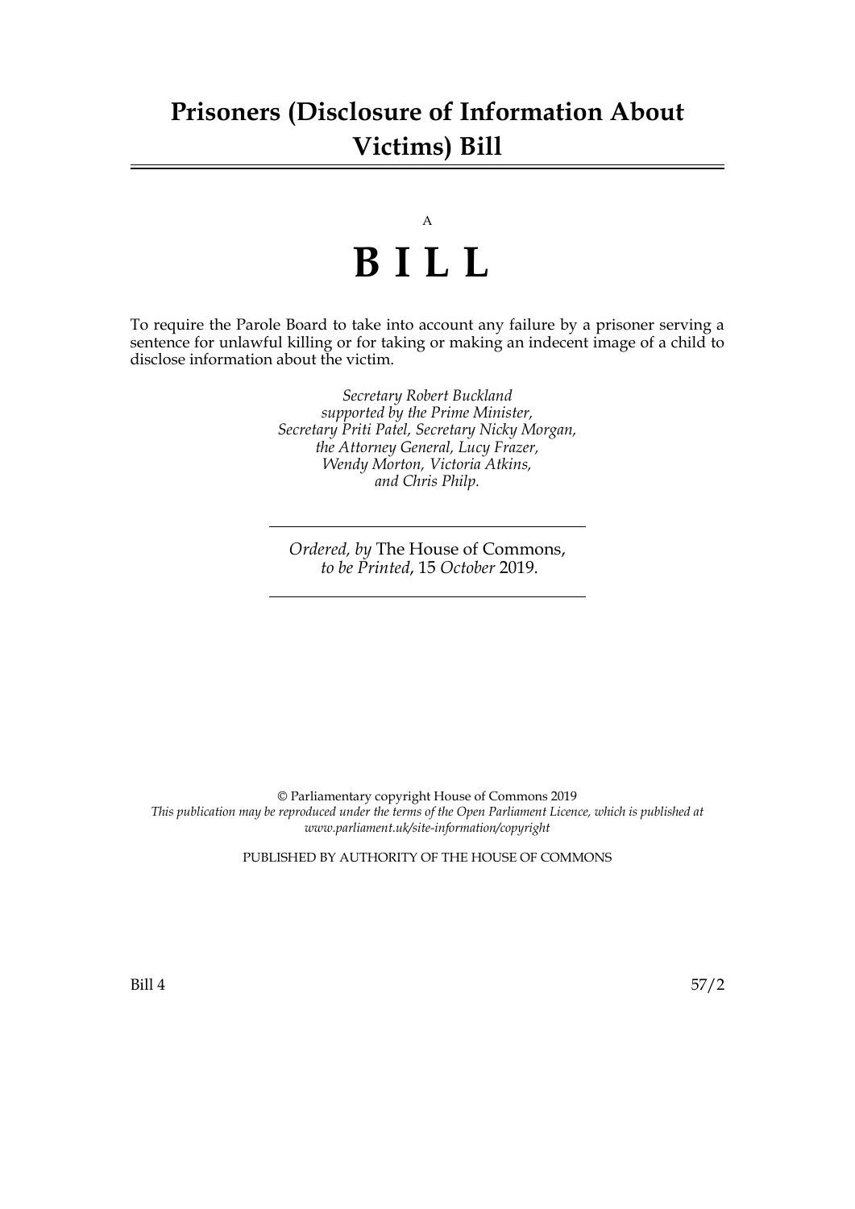# Prisoners (Disclosure of Information About Victims) Bill

A

# B I L L

To require the Parole Board to take into account any failure by a prisoner serving a sentence for unlawful killing or for taking or making an indecent image of a child to disclose information about the victim.

*Secretary Robert Buckland*
*supported by the Prime Minister,*
*Secretary Priti Patel, Secretary Nicky Morgan,*
*the Attorney General, Lucy Frazer,*
*Wendy Morton, Victoria Atkins,*
*and Chris Philp.*

*Ordered, by* The House of Commons, *to be Printed*, 15 *October* 2019.

© Parliamentary copyright House of Commons 2019
*This publication may be reproduced under the terms of the Open Parliament Licence, which is published at www.parliament.uk/site-information/copyright*

PUBLISHED BY AUTHORITY OF THE HOUSE OF COMMONS

Bill 4 57/2